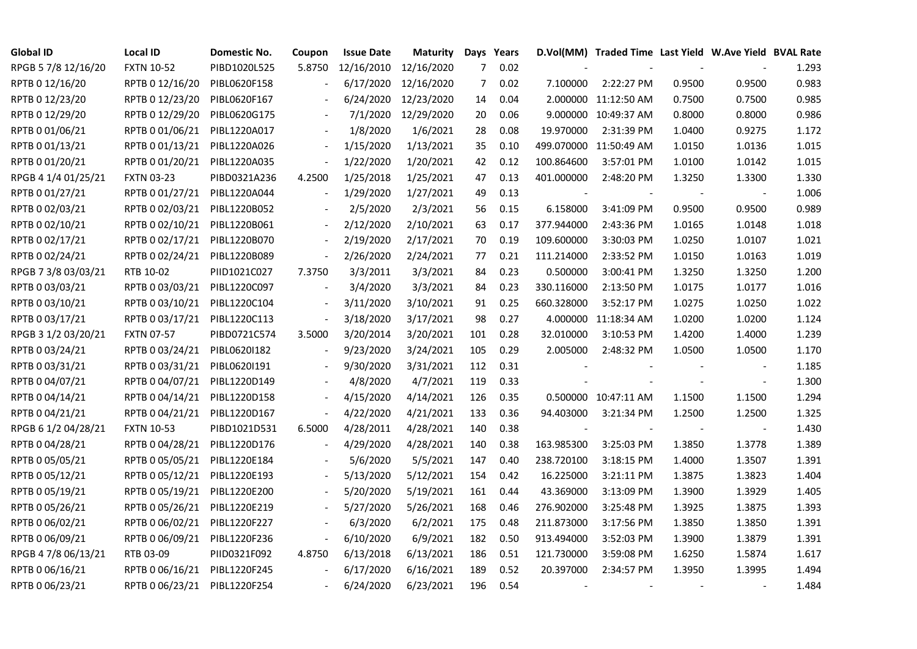| Global ID | Local ID | Domestic No. | Coupon | Issue Date | Maturity | Days | Years | D.Vol(MM) | Traded Time | Last Yield | W.Ave Yield | BVAL Rate |
|---|---|---|---|---|---|---|---|---|---|---|---|---|
| RPGB 5 7/8 12/16/20 | FXTN 10-52 | PIBD1020L525 | 5.8750 | 12/16/2010 | 12/16/2020 | 7 | 0.02 | - | - | - | - | 1.293 |
| RPTB 0 12/16/20 | RPTB 0 12/16/20 | PIBL0620F158 | - | 6/17/2020 | 12/16/2020 | 7 | 0.02 | 7.100000 | 2:22:27 PM | 0.9500 | 0.9500 | 0.983 |
| RPTB 0 12/23/20 | RPTB 0 12/23/20 | PIBL0620F167 | - | 6/24/2020 | 12/23/2020 | 14 | 0.04 | 2.000000 | 11:12:50 AM | 0.7500 | 0.7500 | 0.985 |
| RPTB 0 12/29/20 | RPTB 0 12/29/20 | PIBL0620G175 | - | 7/1/2020 | 12/29/2020 | 20 | 0.06 | 9.000000 | 10:49:37 AM | 0.8000 | 0.8000 | 0.986 |
| RPTB 0 01/06/21 | RPTB 0 01/06/21 | PIBL1220A017 | - | 1/8/2020 | 1/6/2021 | 28 | 0.08 | 19.970000 | 2:31:39 PM | 1.0400 | 0.9275 | 1.172 |
| RPTB 0 01/13/21 | RPTB 0 01/13/21 | PIBL1220A026 | - | 1/15/2020 | 1/13/2021 | 35 | 0.10 | 499.070000 | 11:50:49 AM | 1.0150 | 1.0136 | 1.015 |
| RPTB 0 01/20/21 | RPTB 0 01/20/21 | PIBL1220A035 | - | 1/22/2020 | 1/20/2021 | 42 | 0.12 | 100.864600 | 3:57:01 PM | 1.0100 | 1.0142 | 1.015 |
| RPGB 4 1/4 01/25/21 | FXTN 03-23 | PIBD0321A236 | 4.2500 | 1/25/2018 | 1/25/2021 | 47 | 0.13 | 401.000000 | 2:48:20 PM | 1.3250 | 1.3300 | 1.330 |
| RPTB 0 01/27/21 | RPTB 0 01/27/21 | PIBL1220A044 | - | 1/29/2020 | 1/27/2021 | 49 | 0.13 | - | - | - | - | 1.006 |
| RPTB 0 02/03/21 | RPTB 0 02/03/21 | PIBL1220B052 | - | 2/5/2020 | 2/3/2021 | 56 | 0.15 | 6.158000 | 3:41:09 PM | 0.9500 | 0.9500 | 0.989 |
| RPTB 0 02/10/21 | RPTB 0 02/10/21 | PIBL1220B061 | - | 2/12/2020 | 2/10/2021 | 63 | 0.17 | 377.944000 | 2:43:36 PM | 1.0165 | 1.0148 | 1.018 |
| RPTB 0 02/17/21 | RPTB 0 02/17/21 | PIBL1220B070 | - | 2/19/2020 | 2/17/2021 | 70 | 0.19 | 109.600000 | 3:30:03 PM | 1.0250 | 1.0107 | 1.021 |
| RPTB 0 02/24/21 | RPTB 0 02/24/21 | PIBL1220B089 | - | 2/26/2020 | 2/24/2021 | 77 | 0.21 | 111.214000 | 2:33:52 PM | 1.0150 | 1.0163 | 1.019 |
| RPGB 7 3/8 03/03/21 | RTB 10-02 | PIID1021C027 | 7.3750 | 3/3/2011 | 3/3/2021 | 84 | 0.23 | 0.500000 | 3:00:41 PM | 1.3250 | 1.3250 | 1.200 |
| RPTB 0 03/03/21 | RPTB 0 03/03/21 | PIBL1220C097 | - | 3/4/2020 | 3/3/2021 | 84 | 0.23 | 330.116000 | 2:13:50 PM | 1.0175 | 1.0177 | 1.016 |
| RPTB 0 03/10/21 | RPTB 0 03/10/21 | PIBL1220C104 | - | 3/11/2020 | 3/10/2021 | 91 | 0.25 | 660.328000 | 3:52:17 PM | 1.0275 | 1.0250 | 1.022 |
| RPTB 0 03/17/21 | RPTB 0 03/17/21 | PIBL1220C113 | - | 3/18/2020 | 3/17/2021 | 98 | 0.27 | 4.000000 | 11:18:34 AM | 1.0200 | 1.0200 | 1.124 |
| RPGB 3 1/2 03/20/21 | FXTN 07-57 | PIBD0721C574 | 3.5000 | 3/20/2014 | 3/20/2021 | 101 | 0.28 | 32.010000 | 3:10:53 PM | 1.4200 | 1.4000 | 1.239 |
| RPTB 0 03/24/21 | RPTB 0 03/24/21 | PIBL0620I182 | - | 9/23/2020 | 3/24/2021 | 105 | 0.29 | 2.005000 | 2:48:32 PM | 1.0500 | 1.0500 | 1.170 |
| RPTB 0 03/31/21 | RPTB 0 03/31/21 | PIBL0620I191 | - | 9/30/2020 | 3/31/2021 | 112 | 0.31 | - | - | - | - | 1.185 |
| RPTB 0 04/07/21 | RPTB 0 04/07/21 | PIBL1220D149 | - | 4/8/2020 | 4/7/2021 | 119 | 0.33 | - | - | - | - | 1.300 |
| RPTB 0 04/14/21 | RPTB 0 04/14/21 | PIBL1220D158 | - | 4/15/2020 | 4/14/2021 | 126 | 0.35 | 0.500000 | 10:47:11 AM | 1.1500 | 1.1500 | 1.294 |
| RPTB 0 04/21/21 | RPTB 0 04/21/21 | PIBL1220D167 | - | 4/22/2020 | 4/21/2021 | 133 | 0.36 | 94.403000 | 3:21:34 PM | 1.2500 | 1.2500 | 1.325 |
| RPGB 6 1/2 04/28/21 | FXTN 10-53 | PIBD1021D531 | 6.5000 | 4/28/2011 | 4/28/2021 | 140 | 0.38 | - | - | - | - | 1.430 |
| RPTB 0 04/28/21 | RPTB 0 04/28/21 | PIBL1220D176 | - | 4/29/2020 | 4/28/2021 | 140 | 0.38 | 163.985300 | 3:25:03 PM | 1.3850 | 1.3778 | 1.389 |
| RPTB 0 05/05/21 | RPTB 0 05/05/21 | PIBL1220E184 | - | 5/6/2020 | 5/5/2021 | 147 | 0.40 | 238.720100 | 3:18:15 PM | 1.4000 | 1.3507 | 1.391 |
| RPTB 0 05/12/21 | RPTB 0 05/12/21 | PIBL1220E193 | - | 5/13/2020 | 5/12/2021 | 154 | 0.42 | 16.225000 | 3:21:11 PM | 1.3875 | 1.3823 | 1.404 |
| RPTB 0 05/19/21 | RPTB 0 05/19/21 | PIBL1220E200 | - | 5/20/2020 | 5/19/2021 | 161 | 0.44 | 43.369000 | 3:13:09 PM | 1.3900 | 1.3929 | 1.405 |
| RPTB 0 05/26/21 | RPTB 0 05/26/21 | PIBL1220E219 | - | 5/27/2020 | 5/26/2021 | 168 | 0.46 | 276.902000 | 3:25:48 PM | 1.3925 | 1.3875 | 1.393 |
| RPTB 0 06/02/21 | RPTB 0 06/02/21 | PIBL1220F227 | - | 6/3/2020 | 6/2/2021 | 175 | 0.48 | 211.873000 | 3:17:56 PM | 1.3850 | 1.3850 | 1.391 |
| RPTB 0 06/09/21 | RPTB 0 06/09/21 | PIBL1220F236 | - | 6/10/2020 | 6/9/2021 | 182 | 0.50 | 913.494000 | 3:52:03 PM | 1.3900 | 1.3879 | 1.391 |
| RPGB 4 7/8 06/13/21 | RTB 03-09 | PIID0321F092 | 4.8750 | 6/13/2018 | 6/13/2021 | 186 | 0.51 | 121.730000 | 3:59:08 PM | 1.6250 | 1.5874 | 1.617 |
| RPTB 0 06/16/21 | RPTB 0 06/16/21 | PIBL1220F245 | - | 6/17/2020 | 6/16/2021 | 189 | 0.52 | 20.397000 | 2:34:57 PM | 1.3950 | 1.3995 | 1.494 |
| RPTB 0 06/23/21 | RPTB 0 06/23/21 | PIBL1220F254 | - | 6/24/2020 | 6/23/2021 | 196 | 0.54 | - | - | - | - | 1.484 |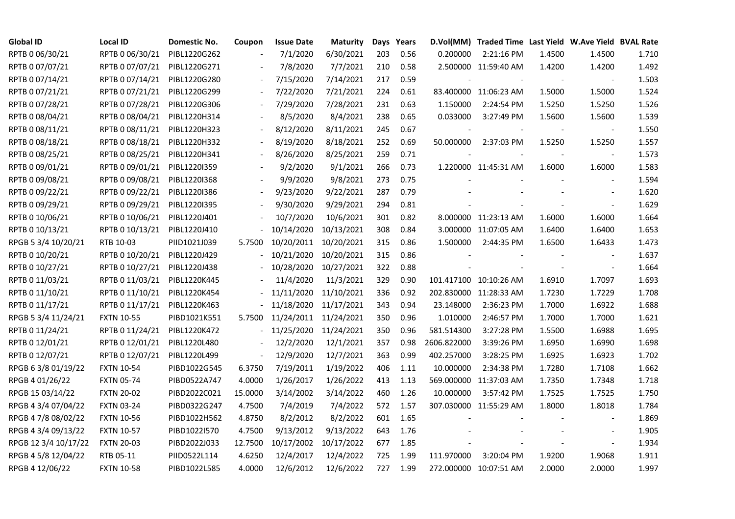| Global ID | Local ID | Domestic No. | Coupon | Issue Date | Maturity | Days | Years | D.Vol(MM) | Traded Time | Last Yield | W.Ave Yield | BVAL Rate |
|---|---|---|---|---|---|---|---|---|---|---|---|---|
| RPTB 0 06/30/21 | RPTB 0 06/30/21 | PIBL1220G262 | - | 7/1/2020 | 6/30/2021 | 203 | 0.56 | 0.200000 | 2:21:16 PM | 1.4500 | 1.4500 | 1.710 |
| RPTB 0 07/07/21 | RPTB 0 07/07/21 | PIBL1220G271 | - | 7/8/2020 | 7/7/2021 | 210 | 0.58 | 2.500000 | 11:59:40 AM | 1.4200 | 1.4200 | 1.492 |
| RPTB 0 07/14/21 | RPTB 0 07/14/21 | PIBL1220G280 | - | 7/15/2020 | 7/14/2021 | 217 | 0.59 | - | - | - | - | 1.503 |
| RPTB 0 07/21/21 | RPTB 0 07/21/21 | PIBL1220G299 | - | 7/22/2020 | 7/21/2021 | 224 | 0.61 | 83.400000 | 11:06:23 AM | 1.5000 | 1.5000 | 1.524 |
| RPTB 0 07/28/21 | RPTB 0 07/28/21 | PIBL1220G306 | - | 7/29/2020 | 7/28/2021 | 231 | 0.63 | 1.150000 | 2:24:54 PM | 1.5250 | 1.5250 | 1.526 |
| RPTB 0 08/04/21 | RPTB 0 08/04/21 | PIBL1220H314 | - | 8/5/2020 | 8/4/2021 | 238 | 0.65 | 0.033000 | 3:27:49 PM | 1.5600 | 1.5600 | 1.539 |
| RPTB 0 08/11/21 | RPTB 0 08/11/21 | PIBL1220H323 | - | 8/12/2020 | 8/11/2021 | 245 | 0.67 | - | - | - | - | 1.550 |
| RPTB 0 08/18/21 | RPTB 0 08/18/21 | PIBL1220H332 | - | 8/19/2020 | 8/18/2021 | 252 | 0.69 | 50.000000 | 2:37:03 PM | 1.5250 | 1.5250 | 1.557 |
| RPTB 0 08/25/21 | RPTB 0 08/25/21 | PIBL1220H341 | - | 8/26/2020 | 8/25/2021 | 259 | 0.71 | - | - | - | - | 1.573 |
| RPTB 0 09/01/21 | RPTB 0 09/01/21 | PIBL1220I359 | - | 9/2/2020 | 9/1/2021 | 266 | 0.73 | 1.220000 | 11:45:31 AM | 1.6000 | 1.6000 | 1.583 |
| RPTB 0 09/08/21 | RPTB 0 09/08/21 | PIBL1220I368 | - | 9/9/2020 | 9/8/2021 | 273 | 0.75 | - | - | - | - | 1.594 |
| RPTB 0 09/22/21 | RPTB 0 09/22/21 | PIBL1220I386 | - | 9/23/2020 | 9/22/2021 | 287 | 0.79 | - | - | - | - | 1.620 |
| RPTB 0 09/29/21 | RPTB 0 09/29/21 | PIBL1220I395 | - | 9/30/2020 | 9/29/2021 | 294 | 0.81 | - | - | - | - | 1.629 |
| RPTB 0 10/06/21 | RPTB 0 10/06/21 | PIBL1220J401 | - | 10/7/2020 | 10/6/2021 | 301 | 0.82 | 8.000000 | 11:23:13 AM | 1.6000 | 1.6000 | 1.664 |
| RPTB 0 10/13/21 | RPTB 0 10/13/21 | PIBL1220J410 | - | 10/14/2020 | 10/13/2021 | 308 | 0.84 | 3.000000 | 11:07:05 AM | 1.6400 | 1.6400 | 1.653 |
| RPGB 5 3/4 10/20/21 | RTB 10-03 | PIID1021J039 | 5.7500 | 10/20/2011 | 10/20/2021 | 315 | 0.86 | 1.500000 | 2:44:35 PM | 1.6500 | 1.6433 | 1.473 |
| RPTB 0 10/20/21 | RPTB 0 10/20/21 | PIBL1220J429 | - | 10/21/2020 | 10/20/2021 | 315 | 0.86 | - | - | - | - | 1.637 |
| RPTB 0 10/27/21 | RPTB 0 10/27/21 | PIBL1220J438 | - | 10/28/2020 | 10/27/2021 | 322 | 0.88 | - | - | - | - | 1.664 |
| RPTB 0 11/03/21 | RPTB 0 11/03/21 | PIBL1220K445 | - | 11/4/2020 | 11/3/2021 | 329 | 0.90 | 101.417100 | 10:10:26 AM | 1.6910 | 1.7097 | 1.693 |
| RPTB 0 11/10/21 | RPTB 0 11/10/21 | PIBL1220K454 | - | 11/11/2020 | 11/10/2021 | 336 | 0.92 | 202.830000 | 11:28:33 AM | 1.7230 | 1.7229 | 1.708 |
| RPTB 0 11/17/21 | RPTB 0 11/17/21 | PIBL1220K463 | - | 11/18/2020 | 11/17/2021 | 343 | 0.94 | 23.148000 | 2:36:23 PM | 1.7000 | 1.6922 | 1.688 |
| RPGB 5 3/4 11/24/21 | FXTN 10-55 | PIBD1021K551 | 5.7500 | 11/24/2011 | 11/24/2021 | 350 | 0.96 | 1.010000 | 2:46:57 PM | 1.7000 | 1.7000 | 1.621 |
| RPTB 0 11/24/21 | RPTB 0 11/24/21 | PIBL1220K472 | - | 11/25/2020 | 11/24/2021 | 350 | 0.96 | 581.514300 | 3:27:28 PM | 1.5500 | 1.6988 | 1.695 |
| RPTB 0 12/01/21 | RPTB 0 12/01/21 | PIBL1220L480 | - | 12/2/2020 | 12/1/2021 | 357 | 0.98 | 2606.822000 | 3:39:26 PM | 1.6950 | 1.6990 | 1.698 |
| RPTB 0 12/07/21 | RPTB 0 12/07/21 | PIBL1220L499 | - | 12/9/2020 | 12/7/2021 | 363 | 0.99 | 402.257000 | 3:28:25 PM | 1.6925 | 1.6923 | 1.702 |
| RPGB 6 3/8 01/19/22 | FXTN 10-54 | PIBD1022G545 | 6.3750 | 7/19/2011 | 1/19/2022 | 406 | 1.11 | 10.000000 | 2:34:38 PM | 1.7280 | 1.7108 | 1.662 |
| RPGB 4 01/26/22 | FXTN 05-74 | PIBD0522A747 | 4.0000 | 1/26/2017 | 1/26/2022 | 413 | 1.13 | 569.000000 | 11:37:03 AM | 1.7350 | 1.7348 | 1.718 |
| RPGB 15 03/14/22 | FXTN 20-02 | PIBD2022C021 | 15.0000 | 3/14/2002 | 3/14/2022 | 460 | 1.26 | 10.000000 | 3:57:42 PM | 1.7525 | 1.7525 | 1.750 |
| RPGB 4 3/4 07/04/22 | FXTN 03-24 | PIBD0322G247 | 4.7500 | 7/4/2019 | 7/4/2022 | 572 | 1.57 | 307.030000 | 11:55:29 AM | 1.8000 | 1.8018 | 1.784 |
| RPGB 4 7/8 08/02/22 | FXTN 10-56 | PIBD1022H562 | 4.8750 | 8/2/2012 | 8/2/2022 | 601 | 1.65 | - | - | - | - | 1.869 |
| RPGB 4 3/4 09/13/22 | FXTN 10-57 | PIBD1022I570 | 4.7500 | 9/13/2012 | 9/13/2022 | 643 | 1.76 | - | - | - | - | 1.905 |
| RPGB 12 3/4 10/17/22 | FXTN 20-03 | PIBD2022J033 | 12.7500 | 10/17/2002 | 10/17/2022 | 677 | 1.85 | - | - | - | - | 1.934 |
| RPGB 4 5/8 12/04/22 | RTB 05-11 | PIID0522L114 | 4.6250 | 12/4/2017 | 12/4/2022 | 725 | 1.99 | 111.970000 | 3:20:04 PM | 1.9200 | 1.9068 | 1.911 |
| RPGB 4 12/06/22 | FXTN 10-58 | PIBD1022L585 | 4.0000 | 12/6/2012 | 12/6/2022 | 727 | 1.99 | 272.000000 | 10:07:51 AM | 2.0000 | 2.0000 | 1.997 |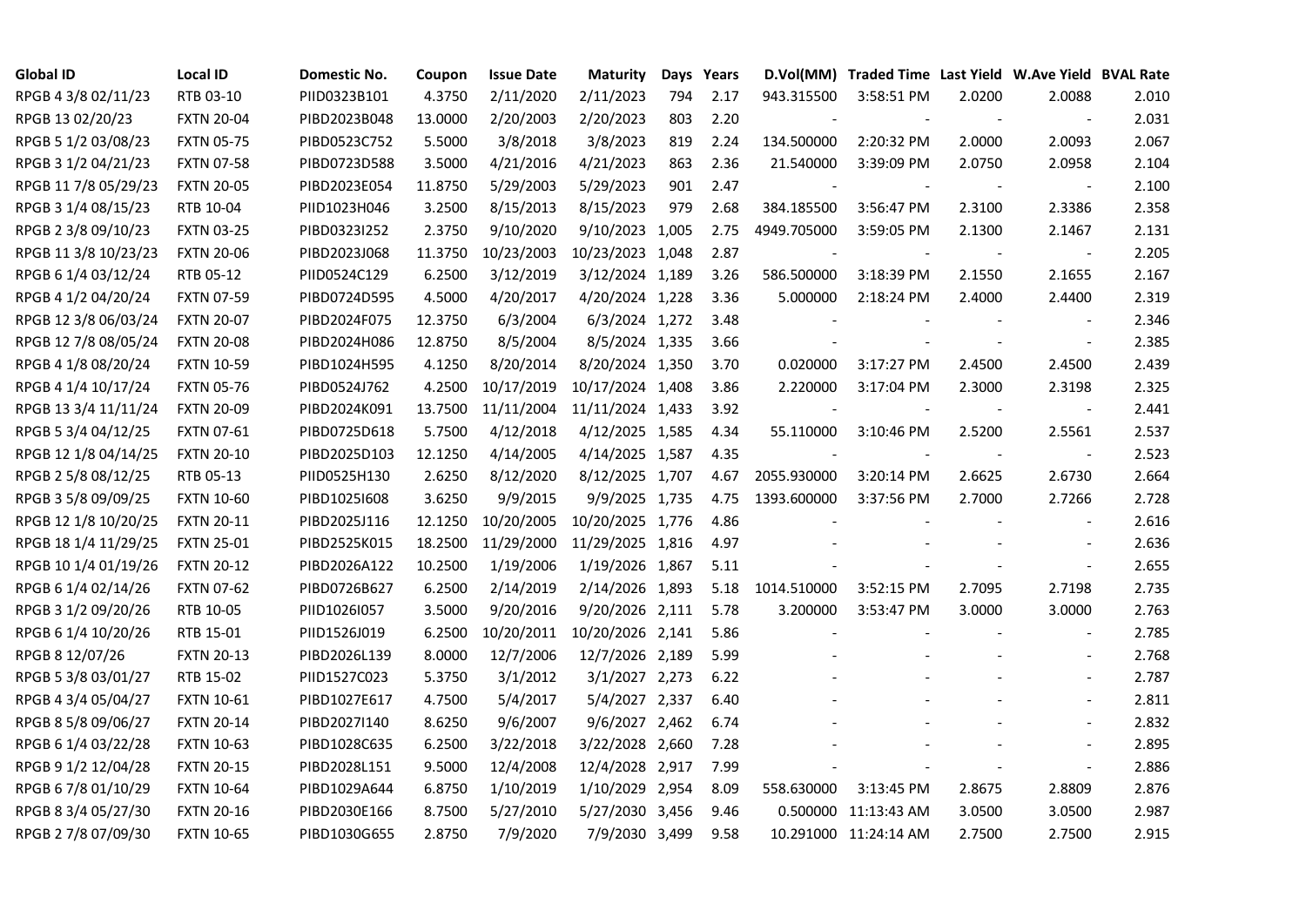| Global ID | Local ID | Domestic No. | Coupon | Issue Date | Maturity | Days | Years | D.Vol(MM) | Traded Time | Last Yield | W.Ave Yield | BVAL Rate |
|---|---|---|---|---|---|---|---|---|---|---|---|---|
| RPGB 4 3/8 02/11/23 | RTB 03-10 | PIID0323B101 | 4.3750 | 2/11/2020 | 2/11/2023 | 794 | 2.17 | 943.315500 | 3:58:51 PM | 2.0200 | 2.0088 | 2.010 |
| RPGB 13 02/20/23 | FXTN 20-04 | PIBD2023B048 | 13.0000 | 2/20/2003 | 2/20/2023 | 803 | 2.20 | - | - | - | - | 2.031 |
| RPGB 5 1/2 03/08/23 | FXTN 05-75 | PIBD0523C752 | 5.5000 | 3/8/2018 | 3/8/2023 | 819 | 2.24 | 134.500000 | 2:20:32 PM | 2.0000 | 2.0093 | 2.067 |
| RPGB 3 1/2 04/21/23 | FXTN 07-58 | PIBD0723D588 | 3.5000 | 4/21/2016 | 4/21/2023 | 863 | 2.36 | 21.540000 | 3:39:09 PM | 2.0750 | 2.0958 | 2.104 |
| RPGB 11 7/8 05/29/23 | FXTN 20-05 | PIBD2023E054 | 11.8750 | 5/29/2003 | 5/29/2023 | 901 | 2.47 | - | - | - | - | 2.100 |
| RPGB 3 1/4 08/15/23 | RTB 10-04 | PIID1023H046 | 3.2500 | 8/15/2013 | 8/15/2023 | 979 | 2.68 | 384.185500 | 3:56:47 PM | 2.3100 | 2.3386 | 2.358 |
| RPGB 2 3/8 09/10/23 | FXTN 03-25 | PIBD0323I252 | 2.3750 | 9/10/2020 | 9/10/2023 | 1,005 | 2.75 | 4949.705000 | 3:59:05 PM | 2.1300 | 2.1467 | 2.131 |
| RPGB 11 3/8 10/23/23 | FXTN 20-06 | PIBD2023J068 | 11.3750 | 10/23/2003 | 10/23/2023 | 1,048 | 2.87 | - | - | - | - | 2.205 |
| RPGB 6 1/4 03/12/24 | RTB 05-12 | PIID0524C129 | 6.2500 | 3/12/2019 | 3/12/2024 | 1,189 | 3.26 | 586.500000 | 3:18:39 PM | 2.1550 | 2.1655 | 2.167 |
| RPGB 4 1/2 04/20/24 | FXTN 07-59 | PIBD0724D595 | 4.5000 | 4/20/2017 | 4/20/2024 | 1,228 | 3.36 | 5.000000 | 2:18:24 PM | 2.4000 | 2.4400 | 2.319 |
| RPGB 12 3/8 06/03/24 | FXTN 20-07 | PIBD2024F075 | 12.3750 | 6/3/2004 | 6/3/2024 | 1,272 | 3.48 | - | - | - | - | 2.346 |
| RPGB 12 7/8 08/05/24 | FXTN 20-08 | PIBD2024H086 | 12.8750 | 8/5/2004 | 8/5/2024 | 1,335 | 3.66 | - | - | - | - | 2.385 |
| RPGB 4 1/8 08/20/24 | FXTN 10-59 | PIBD1024H595 | 4.1250 | 8/20/2014 | 8/20/2024 | 1,350 | 3.70 | 0.020000 | 3:17:27 PM | 2.4500 | 2.4500 | 2.439 |
| RPGB 4 1/4 10/17/24 | FXTN 05-76 | PIBD0524J762 | 4.2500 | 10/17/2019 | 10/17/2024 | 1,408 | 3.86 | 2.220000 | 3:17:04 PM | 2.3000 | 2.3198 | 2.325 |
| RPGB 13 3/4 11/11/24 | FXTN 20-09 | PIBD2024K091 | 13.7500 | 11/11/2004 | 11/11/2024 | 1,433 | 3.92 | - | - | - | - | 2.441 |
| RPGB 5 3/4 04/12/25 | FXTN 07-61 | PIBD0725D618 | 5.7500 | 4/12/2018 | 4/12/2025 | 1,585 | 4.34 | 55.110000 | 3:10:46 PM | 2.5200 | 2.5561 | 2.537 |
| RPGB 12 1/8 04/14/25 | FXTN 20-10 | PIBD2025D103 | 12.1250 | 4/14/2005 | 4/14/2025 | 1,587 | 4.35 | - | - | - | - | 2.523 |
| RPGB 2 5/8 08/12/25 | RTB 05-13 | PIID0525H130 | 2.6250 | 8/12/2020 | 8/12/2025 | 1,707 | 4.67 | 2055.930000 | 3:20:14 PM | 2.6625 | 2.6730 | 2.664 |
| RPGB 3 5/8 09/09/25 | FXTN 10-60 | PIBD1025I608 | 3.6250 | 9/9/2015 | 9/9/2025 | 1,735 | 4.75 | 1393.600000 | 3:37:56 PM | 2.7000 | 2.7266 | 2.728 |
| RPGB 12 1/8 10/20/25 | FXTN 20-11 | PIBD2025J116 | 12.1250 | 10/20/2005 | 10/20/2025 | 1,776 | 4.86 | - | - | - | - | 2.616 |
| RPGB 18 1/4 11/29/25 | FXTN 25-01 | PIBD2525K015 | 18.2500 | 11/29/2000 | 11/29/2025 | 1,816 | 4.97 | - | - | - | - | 2.636 |
| RPGB 10 1/4 01/19/26 | FXTN 20-12 | PIBD2026A122 | 10.2500 | 1/19/2006 | 1/19/2026 | 1,867 | 5.11 | - | - | - | - | 2.655 |
| RPGB 6 1/4 02/14/26 | FXTN 07-62 | PIBD0726B627 | 6.2500 | 2/14/2019 | 2/14/2026 | 1,893 | 5.18 | 1014.510000 | 3:52:15 PM | 2.7095 | 2.7198 | 2.735 |
| RPGB 3 1/2 09/20/26 | RTB 10-05 | PIID1026I057 | 3.5000 | 9/20/2016 | 9/20/2026 | 2,111 | 5.78 | 3.200000 | 3:53:47 PM | 3.0000 | 3.0000 | 2.763 |
| RPGB 6 1/4 10/20/26 | RTB 15-01 | PIID1526J019 | 6.2500 | 10/20/2011 | 10/20/2026 | 2,141 | 5.86 | - | - | - | - | 2.785 |
| RPGB 8 12/07/26 | FXTN 20-13 | PIBD2026L139 | 8.0000 | 12/7/2006 | 12/7/2026 | 2,189 | 5.99 | - | - | - | - | 2.768 |
| RPGB 5 3/8 03/01/27 | RTB 15-02 | PIID1527C023 | 5.3750 | 3/1/2012 | 3/1/2027 | 2,273 | 6.22 | - | - | - | - | 2.787 |
| RPGB 4 3/4 05/04/27 | FXTN 10-61 | PIBD1027E617 | 4.7500 | 5/4/2017 | 5/4/2027 | 2,337 | 6.40 | - | - | - | - | 2.811 |
| RPGB 8 5/8 09/06/27 | FXTN 20-14 | PIBD2027I140 | 8.6250 | 9/6/2007 | 9/6/2027 | 2,462 | 6.74 | - | - | - | - | 2.832 |
| RPGB 6 1/4 03/22/28 | FXTN 10-63 | PIBD1028C635 | 6.2500 | 3/22/2018 | 3/22/2028 | 2,660 | 7.28 | - | - | - | - | 2.895 |
| RPGB 9 1/2 12/04/28 | FXTN 20-15 | PIBD2028L151 | 9.5000 | 12/4/2008 | 12/4/2028 | 2,917 | 7.99 | - | - | - | - | 2.886 |
| RPGB 6 7/8 01/10/29 | FXTN 10-64 | PIBD1029A644 | 6.8750 | 1/10/2019 | 1/10/2029 | 2,954 | 8.09 | 558.630000 | 3:13:45 PM | 2.8675 | 2.8809 | 2.876 |
| RPGB 8 3/4 05/27/30 | FXTN 20-16 | PIBD2030E166 | 8.7500 | 5/27/2010 | 5/27/2030 | 3,456 | 9.46 | 0.500000 | 11:13:43 AM | 3.0500 | 3.0500 | 2.987 |
| RPGB 2 7/8 07/09/30 | FXTN 10-65 | PIBD1030G655 | 2.8750 | 7/9/2020 | 7/9/2030 | 3,499 | 9.58 | 10.291000 | 11:24:14 AM | 2.7500 | 2.7500 | 2.915 |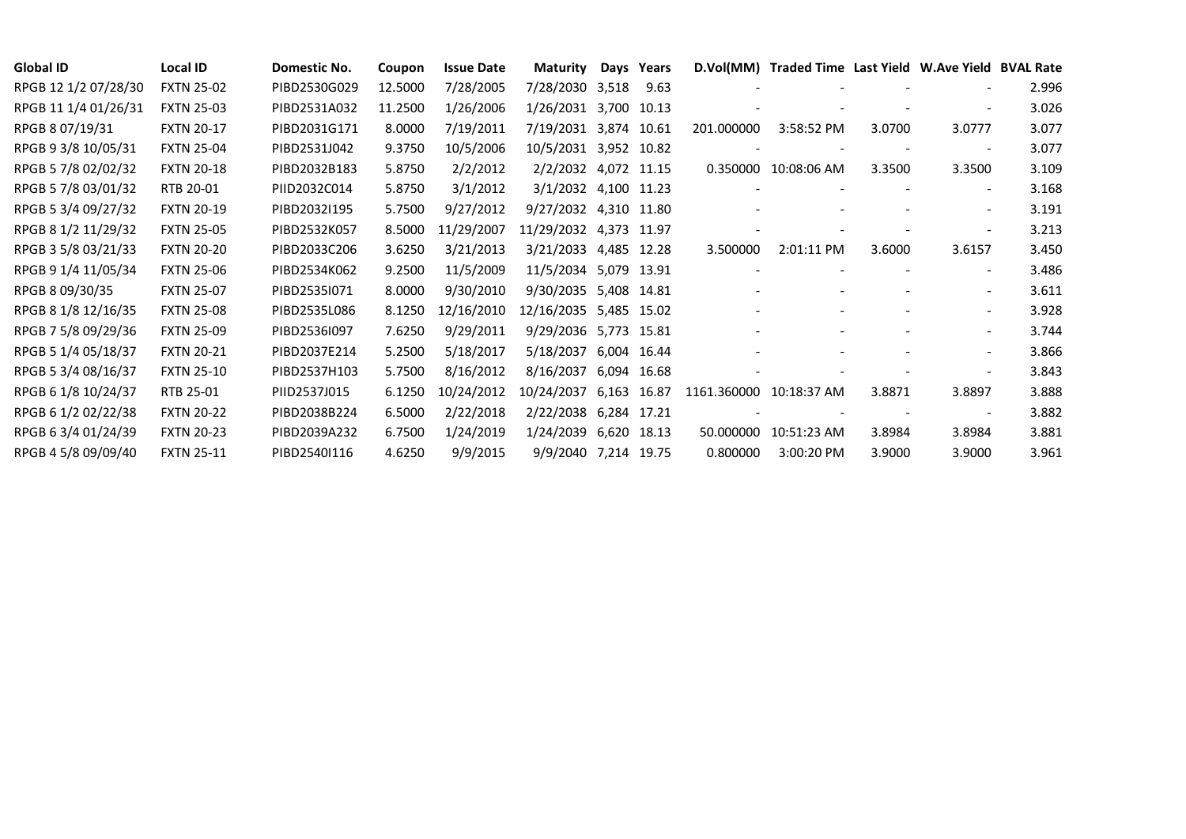| Global ID | Local ID | Domestic No. | Coupon | Issue Date | Maturity | Days | Years | D.Vol(MM) | Traded Time | Last Yield | W.Ave Yield | BVAL Rate |
|---|---|---|---|---|---|---|---|---|---|---|---|---|
| RPGB 12 1/2 07/28/30 | FXTN 25-02 | PIBD2530G029 | 12.5000 | 7/28/2005 | 7/28/2030 | 3,518 | 9.63 | - | - | - | - | 2.996 |
| RPGB 11 1/4 01/26/31 | FXTN 25-03 | PIBD2531A032 | 11.2500 | 1/26/2006 | 1/26/2031 | 3,700 | 10.13 | - | - | - | - | 3.026 |
| RPGB 8 07/19/31 | FXTN 20-17 | PIBD2031G171 | 8.0000 | 7/19/2011 | 7/19/2031 | 3,874 | 10.61 | 201.000000 | 3:58:52 PM | 3.0700 | 3.0777 | 3.077 |
| RPGB 9 3/8 10/05/31 | FXTN 25-04 | PIBD2531J042 | 9.3750 | 10/5/2006 | 10/5/2031 | 3,952 | 10.82 | - | - | - | - | 3.077 |
| RPGB 5 7/8 02/02/32 | FXTN 20-18 | PIBD2032B183 | 5.8750 | 2/2/2012 | 2/2/2032 | 4,072 | 11.15 | 0.350000 | 10:08:06 AM | 3.3500 | 3.3500 | 3.109 |
| RPGB 5 7/8 03/01/32 | RTB 20-01 | PIID2032C014 | 5.8750 | 3/1/2012 | 3/1/2032 | 4,100 | 11.23 | - | - | - | - | 3.168 |
| RPGB 5 3/4 09/27/32 | FXTN 20-19 | PIBD2032I195 | 5.7500 | 9/27/2012 | 9/27/2032 | 4,310 | 11.80 | - | - | - | - | 3.191 |
| RPGB 8 1/2 11/29/32 | FXTN 25-05 | PIBD2532K057 | 8.5000 | 11/29/2007 | 11/29/2032 | 4,373 | 11.97 | - | - | - | - | 3.213 |
| RPGB 3 5/8 03/21/33 | FXTN 20-20 | PIBD2033C206 | 3.6250 | 3/21/2013 | 3/21/2033 | 4,485 | 12.28 | 3.500000 | 2:01:11 PM | 3.6000 | 3.6157 | 3.450 |
| RPGB 9 1/4 11/05/34 | FXTN 25-06 | PIBD2534K062 | 9.2500 | 11/5/2009 | 11/5/2034 | 5,079 | 13.91 | - | - | - | - | 3.486 |
| RPGB 8 09/30/35 | FXTN 25-07 | PIBD2535I071 | 8.0000 | 9/30/2010 | 9/30/2035 | 5,408 | 14.81 | - | - | - | - | 3.611 |
| RPGB 8 1/8 12/16/35 | FXTN 25-08 | PIBD2535L086 | 8.1250 | 12/16/2010 | 12/16/2035 | 5,485 | 15.02 | - | - | - | - | 3.928 |
| RPGB 7 5/8 09/29/36 | FXTN 25-09 | PIBD2536I097 | 7.6250 | 9/29/2011 | 9/29/2036 | 5,773 | 15.81 | - | - | - | - | 3.744 |
| RPGB 5 1/4 05/18/37 | FXTN 20-21 | PIBD2037E214 | 5.2500 | 5/18/2017 | 5/18/2037 | 6,004 | 16.44 | - | - | - | - | 3.866 |
| RPGB 5 3/4 08/16/37 | FXTN 25-10 | PIBD2537H103 | 5.7500 | 8/16/2012 | 8/16/2037 | 6,094 | 16.68 | - | - | - | - | 3.843 |
| RPGB 6 1/8 10/24/37 | RTB 25-01 | PIID2537J015 | 6.1250 | 10/24/2012 | 10/24/2037 | 6,163 | 16.87 | 1161.360000 | 10:18:37 AM | 3.8871 | 3.8897 | 3.888 |
| RPGB 6 1/2 02/22/38 | FXTN 20-22 | PIBD2038B224 | 6.5000 | 2/22/2018 | 2/22/2038 | 6,284 | 17.21 | - | - | - | - | 3.882 |
| RPGB 6 3/4 01/24/39 | FXTN 20-23 | PIBD2039A232 | 6.7500 | 1/24/2019 | 1/24/2039 | 6,620 | 18.13 | 50.000000 | 10:51:23 AM | 3.8984 | 3.8984 | 3.881 |
| RPGB 4 5/8 09/09/40 | FXTN 25-11 | PIBD2540I116 | 4.6250 | 9/9/2015 | 9/9/2040 | 7,214 | 19.75 | 0.800000 | 3:00:20 PM | 3.9000 | 3.9000 | 3.961 |